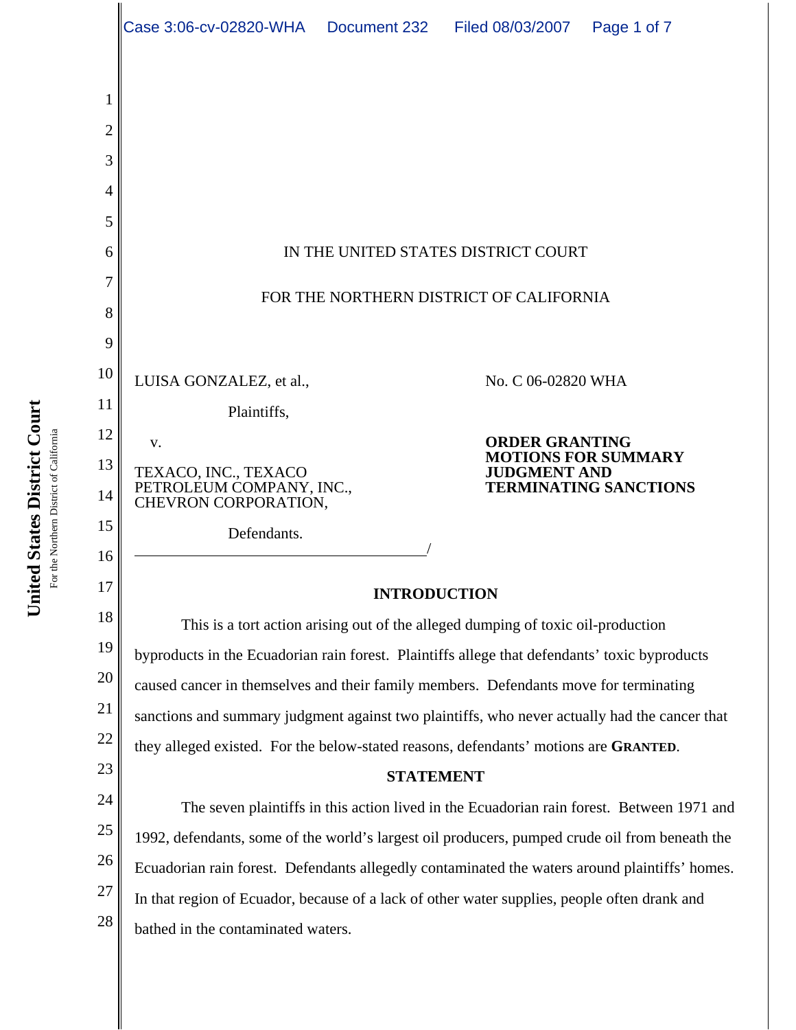IN THE UNITED STATES DISTRICT COURT

FOR THE NORTHERN DISTRICT OF CALIFORNIA

LUISA GONZALEZ, et al.,

Plaintiffs,

v.

TEXACO, INC., TEXACO PETROLEUM COMPANY, INC., CHEVRON CORPORATION,

Defendants.

No. C 06-02820 WHA

**ORDER GRANTING MOTIONS FOR SUMMARY JUDGMENT AND TERMINATING SANCTIONS**

## INTRODUCTION

This is a tort action arising out of the alleged dumping of toxic oil-production byproducts in the Ecuadorian rain forest. Plaintiffs allege that defendants' toxic byproducts caused cancer in themselves and their family members. Defendants move for terminating sanctions and summary judgment against two plaintiffs, who never actually had the cancer that they alleged existed. For the below-stated reasons, defendants' motions are **GRANTED**.

## STATEMENT

The seven plaintiffs in this action lived in the Ecuadorian rain forest. Between 1971 and 1992, defendants, some of the world's largest oil producers, pumped crude oil from beneath the Ecuadorian rain forest. Defendants allegedly contaminated the waters around plaintiffs' homes. In that region of Ecuador, because of a lack of other water supplies, people often drank and bathed in the contaminated waters.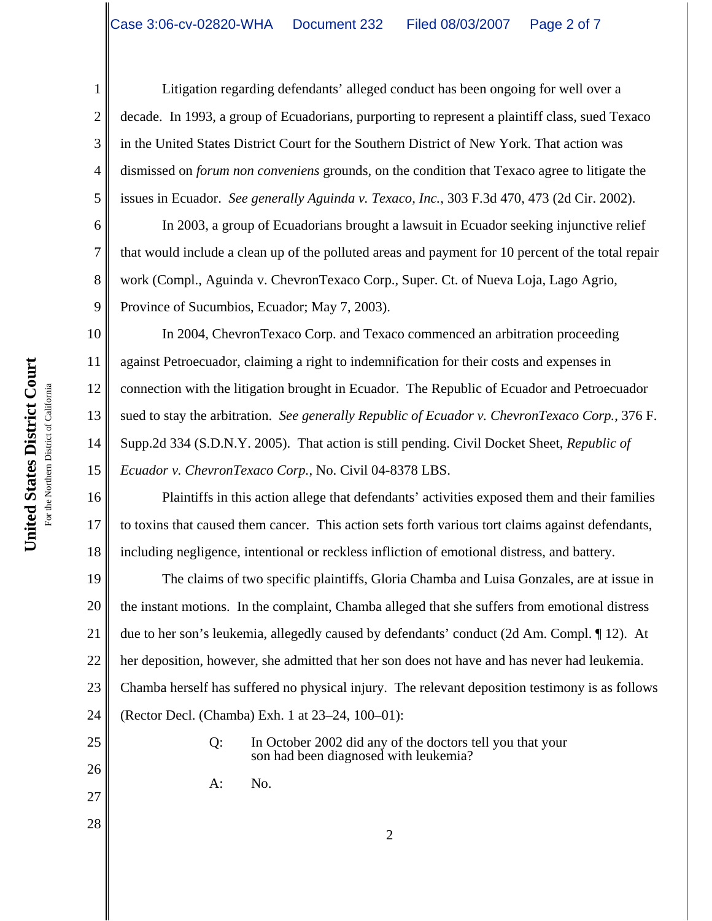Litigation regarding defendants' alleged conduct has been ongoing for well over a decade. In 1993, a group of Ecuadorians, purporting to represent a plaintiff class, sued Texaco in the United States District Court for the Southern District of New York. That action was dismissed on *forum non conveniens* grounds, on the condition that Texaco agree to litigate the issues in Ecuador. *See generally Aguinda v. Texaco, Inc.*, 303 F.3d 470, 473 (2d Cir. 2002).

In 2003, a group of Ecuadorians brought a lawsuit in Ecuador seeking injunctive relief that would include a clean up of the polluted areas and payment for 10 percent of the total repair work (Compl., Aguinda v. ChevronTexaco Corp., Super. Ct. of Nueva Loja, Lago Agrio, Province of Sucumbios, Ecuador; May 7, 2003).

In 2004, ChevronTexaco Corp. and Texaco commenced an arbitration proceeding against Petroecuador, claiming a right to indemnification for their costs and expenses in connection with the litigation brought in Ecuador. The Republic of Ecuador and Petroecuador sued to stay the arbitration. *See generally Republic of Ecuador v. ChevronTexaco Corp.*, 376 F. Supp.2d 334 (S.D.N.Y. 2005). That action is still pending. Civil Docket Sheet, *Republic of Ecuador v. ChevronTexaco Corp.*, No. Civil 04-8378 LBS.

Plaintiffs in this action allege that defendants' activities exposed them and their families to toxins that caused them cancer. This action sets forth various tort claims against defendants, including negligence, intentional or reckless infliction of emotional distress, and battery.

The claims of two specific plaintiffs, Gloria Chamba and Luisa Gonzales, are at issue in the instant motions. In the complaint, Chamba alleged that she suffers from emotional distress due to her son's leukemia, allegedly caused by defendants' conduct (2d Am. Compl. ¶ 12). At her deposition, however, she admitted that her son does not have and has never had leukemia. Chamba herself has suffered no physical injury. The relevant deposition testimony is as follows (Rector Decl. (Chamba) Exh. 1 at 23–24, 100–01):

> Q: In October 2002 did any of the doctors tell you that your son had been diagnosed with leukemia?
>
> A: No.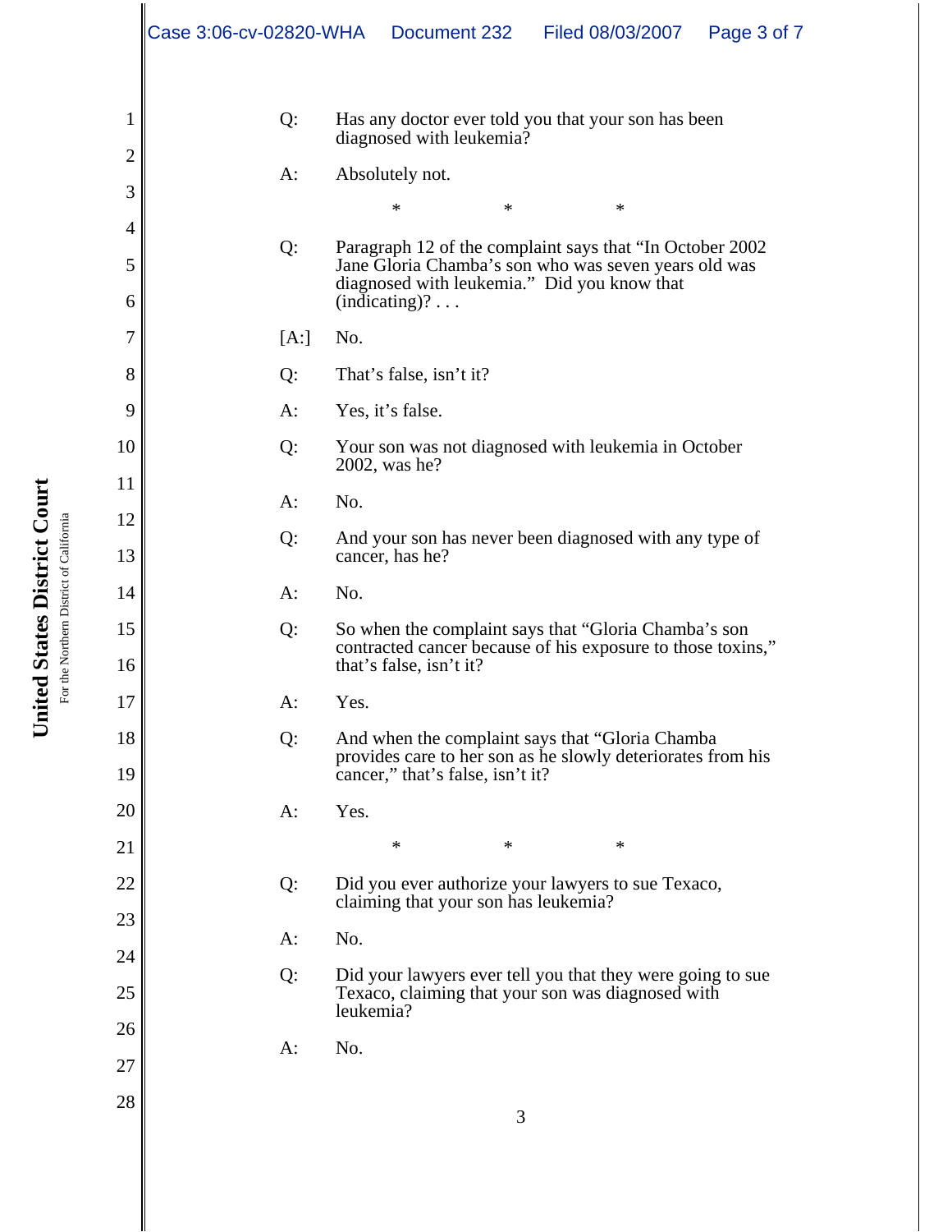Q: Has any doctor ever told you that your son has been diagnosed with leukemia?

A: Absolutely not.

\* \* \*

Q: Paragraph 12 of the complaint says that "In October 2002 Jane Gloria Chamba's son who was seven years old was diagnosed with leukemia." Did you know that (indicating)? . . .

[A:] No.

Q: That's false, isn't it?

A: Yes, it's false.

Q: Your son was not diagnosed with leukemia in October 2002, was he?

A: No.

Q: And your son has never been diagnosed with any type of cancer, has he?

A: No.

Q: So when the complaint says that "Gloria Chamba's son contracted cancer because of his exposure to those toxins," that's false, isn't it?

A: Yes.

Q: And when the complaint says that "Gloria Chamba provides care to her son as he slowly deteriorates from his cancer," that's false, isn't it?

A: Yes.

\* \* \*

Q: Did you ever authorize your lawyers to sue Texaco, claiming that your son has leukemia?

A: No.

Q: Did your lawyers ever tell you that they were going to sue Texaco, claiming that your son was diagnosed with leukemia?

A: No.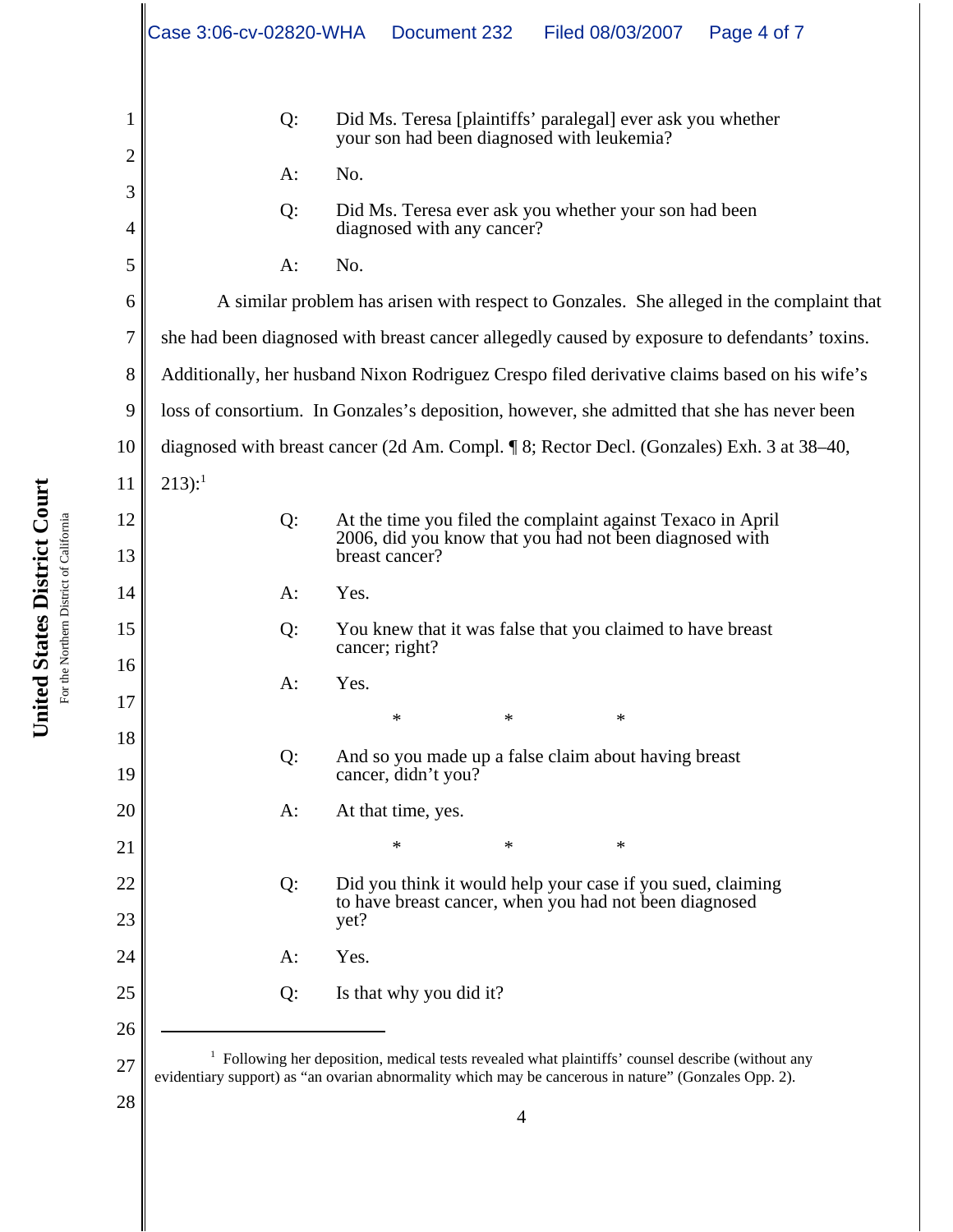> Q: Did Ms. Teresa [plaintiffs' paralegal] ever ask you whether your son had been diagnosed with leukemia?
>
> A: No.
>
> Q: Did Ms. Teresa ever ask you whether your son had been diagnosed with any cancer?
>
> A: No.

A similar problem has arisen with respect to Gonzales. She alleged in the complaint that she had been diagnosed with breast cancer allegedly caused by exposure to defendants' toxins. Additionally, her husband Nixon Rodriguez Crespo filed derivative claims based on his wife's loss of consortium. In Gonzales's deposition, however, she admitted that she has never been diagnosed with breast cancer (2d Am. Compl. ¶ 8; Rector Decl. (Gonzales) Exh. 3 at 38–40, 213):[1]

> Q: At the time you filed the complaint against Texaco in April 2006, did you know that you had not been diagnosed with breast cancer?
>
> A: Yes.
>
> Q: You knew that it was false that you claimed to have breast cancer; right?
>
> A: Yes.
>
> \* \* \*
>
> Q: And so you made up a false claim about having breast cancer, didn't you?
>
> A: At that time, yes.
>
> \* \* \*
>
> Q: Did you think it would help your case if you sued, claiming to have breast cancer, when you had not been diagnosed yet?
>
> A: Yes.
>
> Q: Is that why you did it?

---

[1] Following her deposition, medical tests revealed what plaintiffs' counsel describe (without any evidentiary support) as "an ovarian abnormality which may be cancerous in nature" (Gonzales Opp. 2).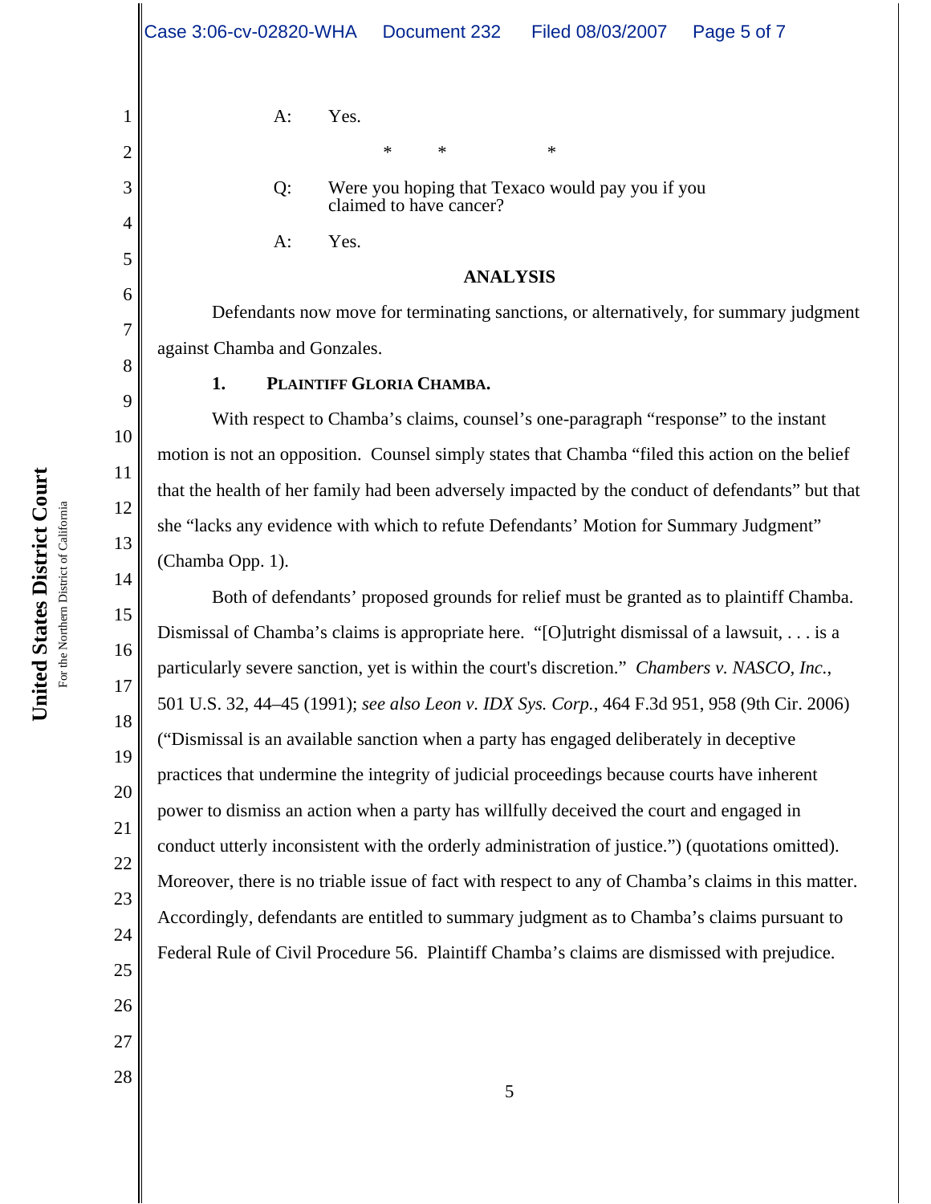A: Yes.

\* \* \*

Q: Were you hoping that Texaco would pay you if you claimed to have cancer?

A: Yes.

## ANALYSIS

Defendants now move for terminating sanctions, or alternatively, for summary judgment against Chamba and Gonzales.

### 1. PLAINTIFF GLORIA CHAMBA.

With respect to Chamba's claims, counsel's one-paragraph "response" to the instant motion is not an opposition. Counsel simply states that Chamba "filed this action on the belief that the health of her family had been adversely impacted by the conduct of defendants" but that she "lacks any evidence with which to refute Defendants' Motion for Summary Judgment" (Chamba Opp. 1).

Both of defendants' proposed grounds for relief must be granted as to plaintiff Chamba. Dismissal of Chamba's claims is appropriate here. "[O]utright dismissal of a lawsuit, . . . is a particularly severe sanction, yet is within the court's discretion." *Chambers v. NASCO, Inc.*, 501 U.S. 32, 44–45 (1991); *see also Leon v. IDX Sys. Corp.*, 464 F.3d 951, 958 (9th Cir. 2006) ("Dismissal is an available sanction when a party has engaged deliberately in deceptive practices that undermine the integrity of judicial proceedings because courts have inherent power to dismiss an action when a party has willfully deceived the court and engaged in conduct utterly inconsistent with the orderly administration of justice.") (quotations omitted). Moreover, there is no triable issue of fact with respect to any of Chamba's claims in this matter. Accordingly, defendants are entitled to summary judgment as to Chamba's claims pursuant to Federal Rule of Civil Procedure 56. Plaintiff Chamba's claims are dismissed with prejudice.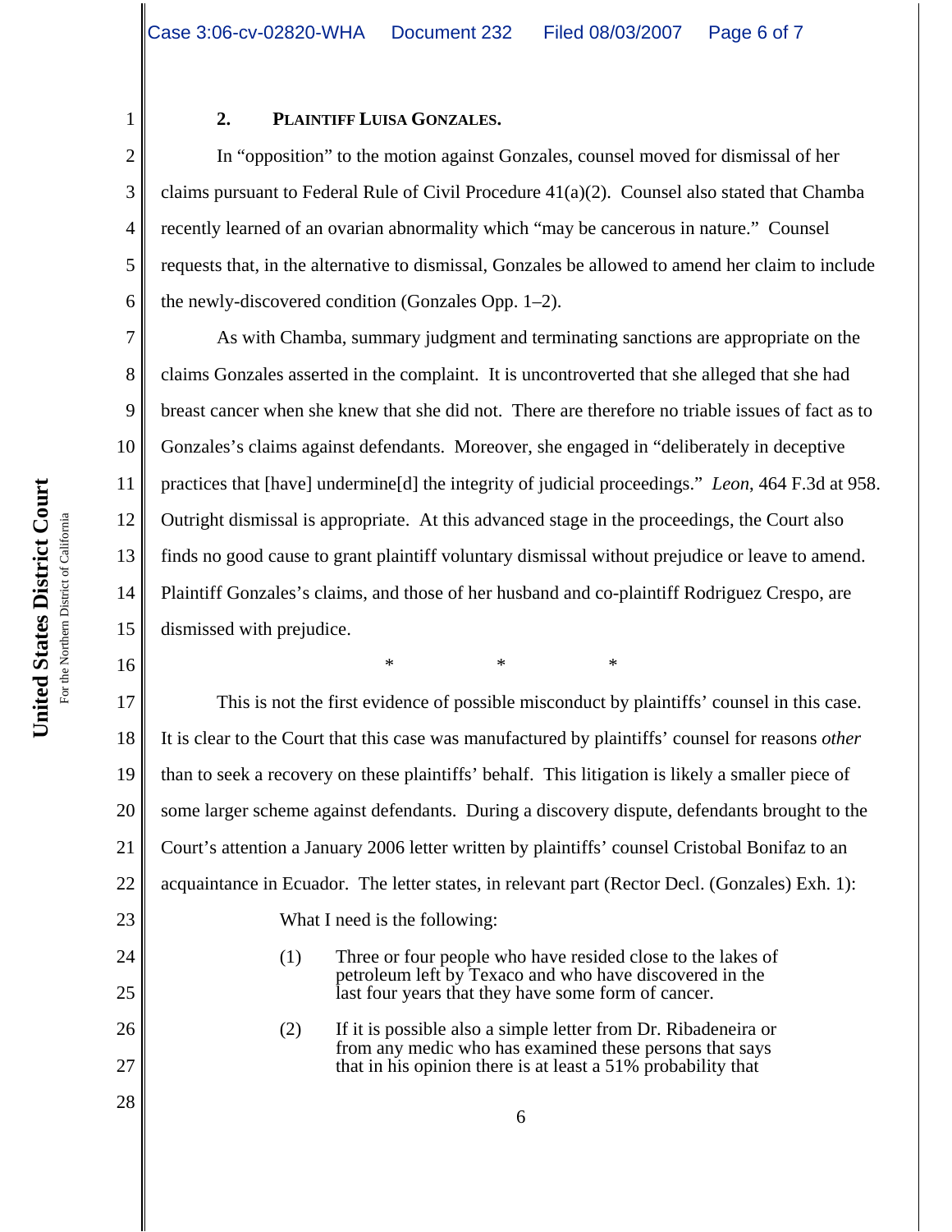## 2. PLAINTIFF LUISA GONZALES.

In "opposition" to the motion against Gonzales, counsel moved for dismissal of her claims pursuant to Federal Rule of Civil Procedure 41(a)(2). Counsel also stated that Chamba recently learned of an ovarian abnormality which "may be cancerous in nature." Counsel requests that, in the alternative to dismissal, Gonzales be allowed to amend her claim to include the newly-discovered condition (Gonzales Opp. 1–2).

As with Chamba, summary judgment and terminating sanctions are appropriate on the claims Gonzales asserted in the complaint. It is uncontroverted that she alleged that she had breast cancer when she knew that she did not. There are therefore no triable issues of fact as to Gonzales's claims against defendants. Moreover, she engaged in "deliberately in deceptive practices that [have] undermine[d] the integrity of judicial proceedings." *Leon*, 464 F.3d at 958. Outright dismissal is appropriate. At this advanced stage in the proceedings, the Court also finds no good cause to grant plaintiff voluntary dismissal without prejudice or leave to amend. Plaintiff Gonzales's claims, and those of her husband and co-plaintiff Rodriguez Crespo, are dismissed with prejudice.

\* \* \*

This is not the first evidence of possible misconduct by plaintiffs' counsel in this case. It is clear to the Court that this case was manufactured by plaintiffs' counsel for reasons *other* than to seek a recovery on these plaintiffs' behalf. This litigation is likely a smaller piece of some larger scheme against defendants. During a discovery dispute, defendants brought to the Court's attention a January 2006 letter written by plaintiffs' counsel Cristobal Bonifaz to an acquaintance in Ecuador. The letter states, in relevant part (Rector Decl. (Gonzales) Exh. 1):

> What I need is the following:
>
> (1) Three or four people who have resided close to the lakes of petroleum left by Texaco and who have discovered in the last four years that they have some form of cancer.
>
> (2) If it is possible also a simple letter from Dr. Ribadeneira or from any medic who has examined these persons that says that in his opinion there is at least a 51% probability that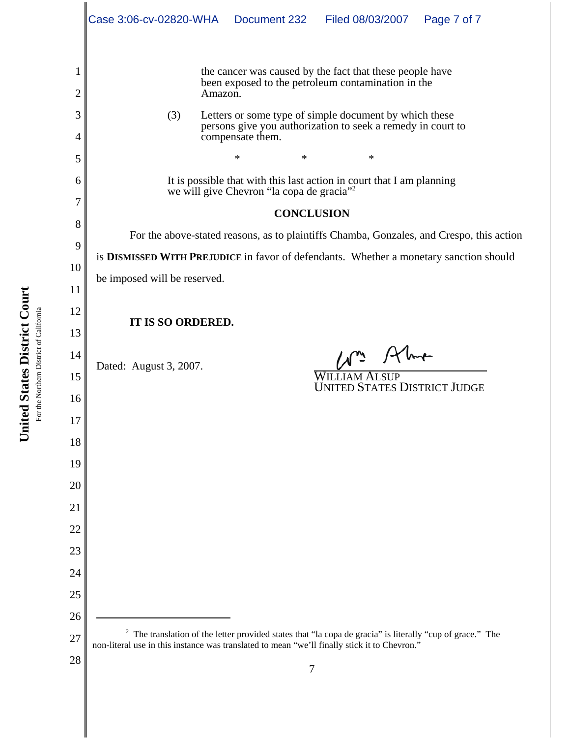> the cancer was caused by the fact that these people have been exposed to the petroleum contamination in the Amazon.
>
> (3) Letters or some type of simple document by which these persons give you authorization to seek a remedy in court to compensate them.
>
> \* \* \*
>
> It is possible that with this last action in court that I am planning we will give Chevron "la copa de gracia"[2]

**CONCLUSION**

For the above-stated reasons, as to plaintiffs Chamba, Gonzales, and Crespo, this action is **DISMISSED WITH PREJUDICE** in favor of defendants. Whether a monetary sanction should be imposed will be reserved.

**IT IS SO ORDERED.**

Dated: August 3, 2007.

WILLIAM ALSUP
UNITED STATES DISTRICT JUDGE

---

[2] The translation of the letter provided states that "la copa de gracia" is literally "cup of grace." The non-literal use in this instance was translated to mean "we'll finally stick it to Chevron."